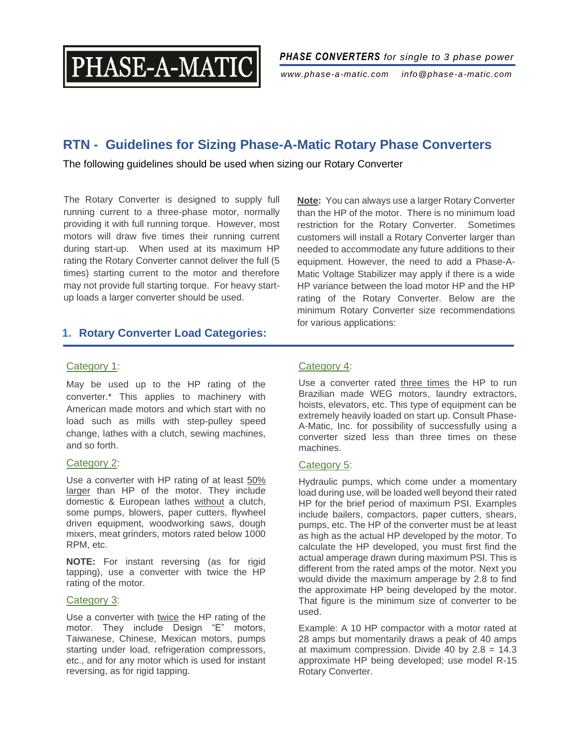**PHASE-A-MATIC**

***PHASE CONVERTERS*** *for single to 3 phase power*

*www.phase-a-matic.com    info@phase-a-matic.com*

# RTN - Guidelines for Sizing Phase-A-Matic Rotary Phase Converters

The following guidelines should be used when sizing our Rotary Converter

The Rotary Converter is designed to supply full running current to a three-phase motor, normally providing it with full running torque. However, most motors will draw five times their running current during start-up. When used at its maximum HP rating the Rotary Converter cannot deliver the full (5 times) starting current to the motor and therefore may not provide full starting torque. For heavy start-up loads a larger converter should be used.

**Note:** You can always use a larger Rotary Converter than the HP of the motor. There is no minimum load restriction for the Rotary Converter. Sometimes customers will install a Rotary Converter larger than needed to accommodate any future additions to their equipment. However, the need to add a Phase-A-Matic Voltage Stabilizer may apply if there is a wide HP variance between the load motor HP and the HP rating of the Rotary Converter. Below are the minimum Rotary Converter size recommendations for various applications:

## 1. Rotary Converter Load Categories:

### Category 1:

May be used up to the HP rating of the converter.* This applies to machinery with American made motors and which start with no load such as mills with step-pulley speed change, lathes with a clutch, sewing machines, and so forth.

### Category 2:

Use a converter with HP rating of at least 50% larger than HP of the motor. They include domestic & European lathes without a clutch, some pumps, blowers, paper cutters, flywheel driven equipment, woodworking saws, dough mixers, meat grinders, motors rated below 1000 RPM, etc.

**NOTE:** For instant reversing (as for rigid tapping), use a converter with twice the HP rating of the motor.

### Category 3:

Use a converter with twice the HP rating of the motor. They include Design "E" motors, Taiwanese, Chinese, Mexican motors, pumps starting under load, refrigeration compressors, etc., and for any motor which is used for instant reversing, as for rigid tapping.

### Category 4:

Use a converter rated three times the HP to run Brazilian made WEG motors, laundry extractors, hoists, elevators, etc. This type of equipment can be extremely heavily loaded on start up. Consult Phase-A-Matic, Inc. for possibility of successfully using a converter sized less than three times on these machines.

### Category 5:

Hydraulic pumps, which come under a momentary load during use, will be loaded well beyond their rated HP for the brief period of maximum PSI. Examples include bailers, compactors, paper cutters, shears, pumps, etc. The HP of the converter must be at least as high as the actual HP developed by the motor. To calculate the HP developed, you must first find the actual amperage drawn during maximum PSI. This is different from the rated amps of the motor. Next you would divide the maximum amperage by 2.8 to find the approximate HP being developed by the motor. That figure is the minimum size of converter to be used.

Example: A 10 HP compactor with a motor rated at 28 amps but momentarily draws a peak of 40 amps at maximum compression. Divide 40 by 2.8 = 14.3 approximate HP being developed; use model R-15 Rotary Converter.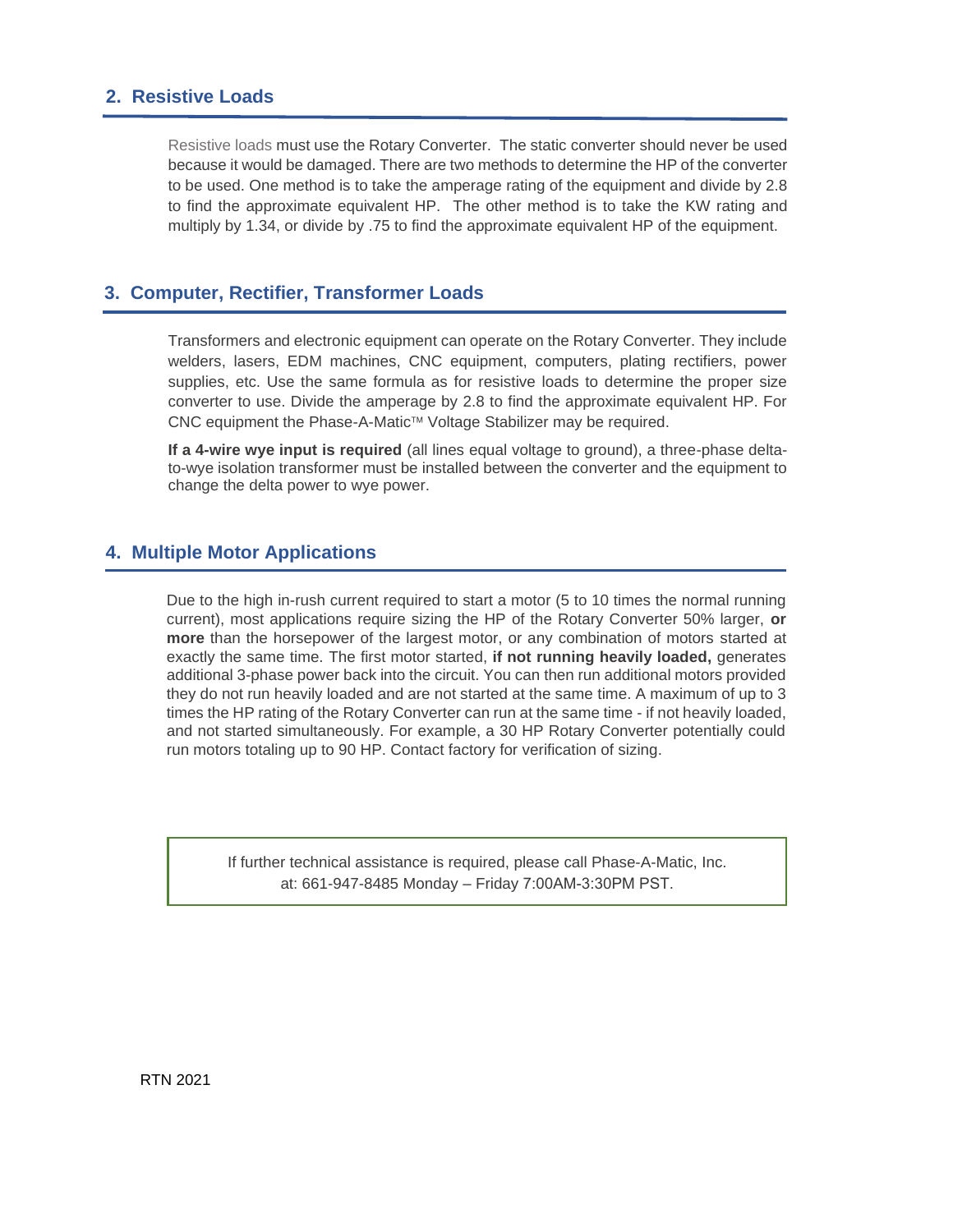## 2. Resistive Loads

Resistive loads must use the Rotary Converter. The static converter should never be used because it would be damaged. There are two methods to determine the HP of the converter to be used. One method is to take the amperage rating of the equipment and divide by 2.8 to find the approximate equivalent HP. The other method is to take the KW rating and multiply by 1.34, or divide by .75 to find the approximate equivalent HP of the equipment.

## 3. Computer, Rectifier, Transformer Loads

Transformers and electronic equipment can operate on the Rotary Converter. They include welders, lasers, EDM machines, CNC equipment, computers, plating rectifiers, power supplies, etc. Use the same formula as for resistive loads to determine the proper size converter to use. Divide the amperage by 2.8 to find the approximate equivalent HP. For CNC equipment the Phase-A-Matic™ Voltage Stabilizer may be required.

**If a 4-wire wye input is required** (all lines equal voltage to ground), a three-phase delta-to-wye isolation transformer must be installed between the converter and the equipment to change the delta power to wye power.

## 4. Multiple Motor Applications

Due to the high in-rush current required to start a motor (5 to 10 times the normal running current), most applications require sizing the HP of the Rotary Converter 50% larger, **or more** than the horsepower of the largest motor, or any combination of motors started at exactly the same time. The first motor started, **if not running heavily loaded,** generates additional 3-phase power back into the circuit. You can then run additional motors provided they do not run heavily loaded and are not started at the same time. A maximum of up to 3 times the HP rating of the Rotary Converter can run at the same time - if not heavily loaded, and not started simultaneously. For example, a 30 HP Rotary Converter potentially could run motors totaling up to 90 HP. Contact factory for verification of sizing.

If further technical assistance is required, please call Phase-A-Matic, Inc. at: 661-947-8485 Monday – Friday 7:00AM-3:30PM PST.

RTN 2021